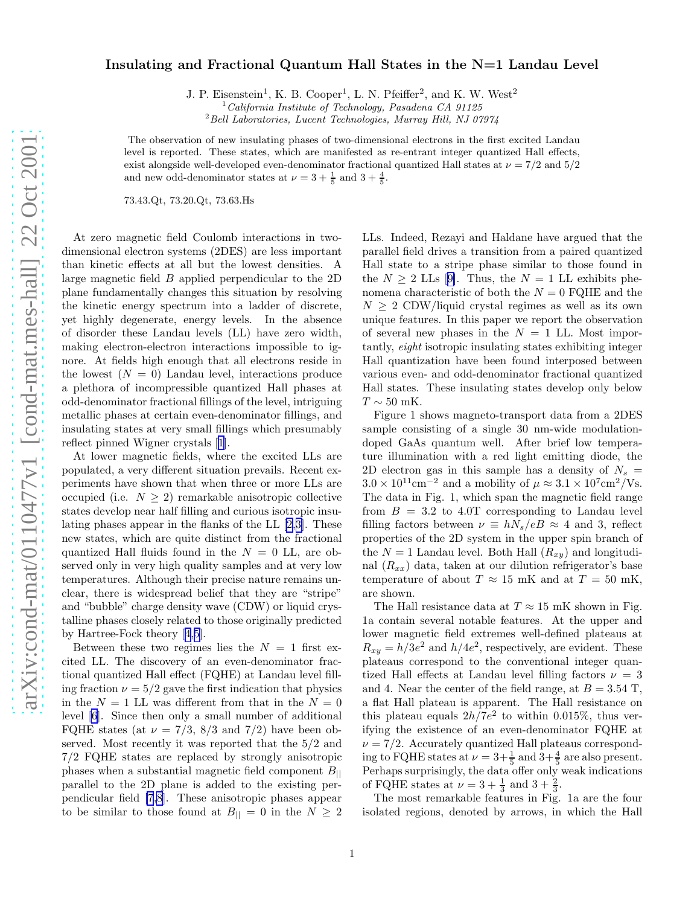# Insulating and Fractional Quantum Hall States in the N=1 Landau Level

J. P. Eisenstein[1], K. B. Cooper[1], L. N. Pfeiffer[2], and K. W. West[2]

[1]*California Institute of Technology, Pasadena CA 91125*

[2]*Bell Laboratories, Lucent Technologies, Murray Hill, NJ 07974*

The observation of new insulating phases of two-dimensional electrons in the first excited Landau level is reported. These states, which are manifested as re-entrant integer quantized Hall effects, exist alongside well-developed even-denominator fractional quantized Hall states at $\nu = 7/2$ and $5/2$ and new odd-denominator states at $\nu = 3 + \frac{1}{5}$ and $3 + \frac{4}{5}$.

73.43.Qt, 73.20.Qt, 73.63.Hs

At zero magnetic field Coulomb interactions in two-dimensional electron systems (2DES) are less important than kinetic effects at all but the lowest densities. A large magnetic field $B$ applied perpendicular to the 2D plane fundamentally changes this situation by resolving the kinetic energy spectrum into a ladder of discrete, yet highly degenerate, energy levels. In the absence of disorder these Landau levels (LL) have zero width, making electron-electron interactions impossible to ignore. At fields high enough that all electrons reside in the lowest ($N = 0$) Landau level, interactions produce a plethora of incompressible quantized Hall phases at odd-denominator fractional fillings of the level, intriguing metallic phases at certain even-denominator fillings, and insulating states at very small fillings which presumably reflect pinned Wigner crystals [1].

At lower magnetic fields, where the excited LLs are populated, a very different situation prevails. Recent experiments have shown that when three or more LLs are occupied (i.e. $N \geq 2$) remarkable anisotropic collective states develop near half filling and curious isotropic insulating phases appear in the flanks of the LL [2,3]. These new states, which are quite distinct from the fractional quantized Hall fluids found in the $N = 0$ LL, are observed only in very high quality samples and at very low temperatures. Although their precise nature remains unclear, there is widespread belief that they are "stripe" and "bubble" charge density wave (CDW) or liquid crystalline phases closely related to those originally predicted by Hartree-Fock theory [4,5].

Between these two regimes lies the $N = 1$ first excited LL. The discovery of an even-denominator fractional quantized Hall effect (FQHE) at Landau level filling fraction $\nu = 5/2$ gave the first indication that physics in the $N = 1$ LL was different from that in the $N = 0$ level [6]. Since then only a small number of additional FQHE states (at $\nu = 7/3$, $8/3$ and $7/2$) have been observed. Most recently it was reported that the 5/2 and 7/2 FQHE states are replaced by strongly anisotropic phases when a substantial magnetic field component $B_{||}$ parallel to the 2D plane is added to the existing perpendicular field [7,8]. These anisotropic phases appear to be similar to those found at $B_{||} = 0$ in the $N \geq 2$ LLs. Indeed, Rezayi and Haldane have argued that the parallel field drives a transition from a paired quantized Hall state to a stripe phase similar to those found in the $N \geq 2$ LLs [9]. Thus, the $N = 1$ LL exhibits phenomena characteristic of both the $N = 0$ FQHE and the $N \geq 2$ CDW/liquid crystal regimes as well as its own unique features. In this paper we report the observation of several new phases in the $N = 1$ LL. Most importantly, *eight* isotropic insulating states exhibiting integer Hall quantization have been found interposed between various even- and odd-denominator fractional quantized Hall states. These insulating states develop only below $T \sim 50$ mK.

Figure 1 shows magneto-transport data from a 2DES sample consisting of a single 30 nm-wide modulation-doped GaAs quantum well. After brief low temperature illumination with a red light emitting diode, the 2D electron gas in this sample has a density of $N_s = 3.0 \times 10^{11}\text{cm}^{-2}$ and a mobility of $\mu \approx 3.1 \times 10^7\text{cm}^2/\text{Vs}$. The data in Fig. 1, which span the magnetic field range from $B = 3.2$ to 4.0T corresponding to Landau level filling factors between $\nu \equiv hN_s/eB \approx 4$ and 3, reflect properties of the 2D system in the upper spin branch of the $N = 1$ Landau level. Both Hall ($R_{xy}$) and longitudinal ($R_{xx}$) data, taken at our dilution refrigerator's base temperature of about $T \approx 15$ mK and at $T = 50$ mK, are shown.

The Hall resistance data at $T \approx 15$ mK shown in Fig. 1a contain several notable features. At the upper and lower magnetic field extremes well-defined plateaus at $R_{xy} = h/3e^2$ and $h/4e^2$, respectively, are evident. These plateaus correspond to the conventional integer quantized Hall effects at Landau level filling factors $\nu = 3$ and 4. Near the center of the field range, at $B = 3.54$ T, a flat Hall plateau is apparent. The Hall resistance on this plateau equals $2h/7e^2$ to within 0.015%, thus verifying the existence of an even-denominator FQHE at $\nu = 7/2$. Accurately quantized Hall plateaus corresponding to FQHE states at $\nu = 3+\frac{1}{5}$ and $3+\frac{4}{5}$ are also present. Perhaps surprisingly, the data offer only weak indications of FQHE states at $\nu = 3 + \frac{1}{3}$ and $3 + \frac{2}{3}$.

The most remarkable features in Fig. 1a are the four isolated regions, denoted by arrows, in which the Hall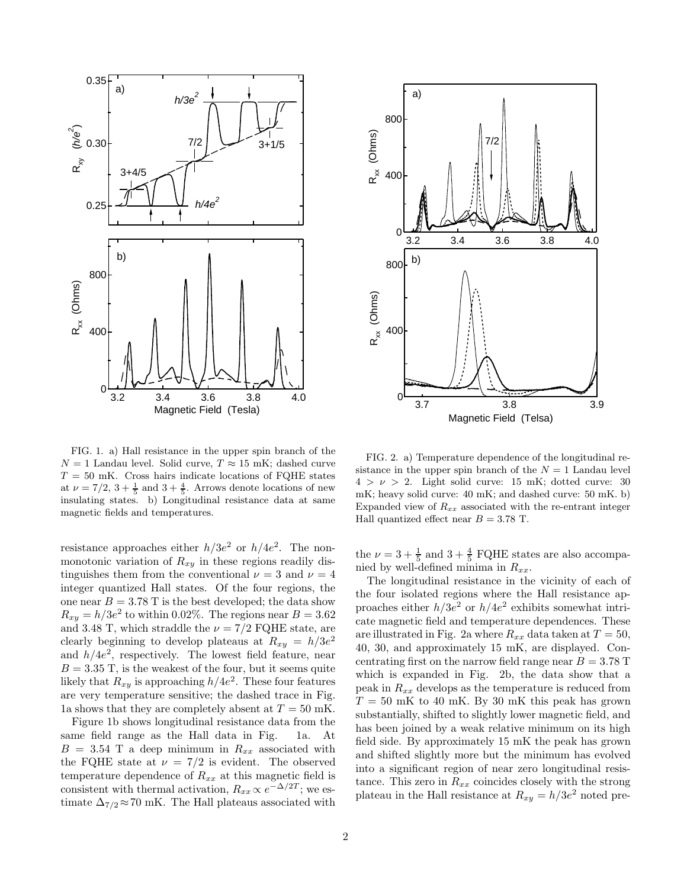FIG. 1. a) Hall resistance in the upper spin branch of the $N = 1$ Landau level. Solid curve, $T \approx 15$ mK; dashed curve $T = 50$ mK. Cross hairs indicate locations of FQHE states at $\nu = 7/2$, $3 + \frac{1}{5}$ and $3 + \frac{4}{5}$. Arrows denote locations of new insulating states. b) Longitudinal resistance data at same magnetic fields and temperatures.

FIG. 2. a) Temperature dependence of the longitudinal resistance in the upper spin branch of the $N = 1$ Landau level $4 > \nu > 2$. Light solid curve: 15 mK; dotted curve: 30 mK; heavy solid curve: 40 mK; and dashed curve: 50 mK. b) Expanded view of $R_{xx}$ associated with the re-entrant integer Hall quantized effect near $B = 3.78$ T.

resistance approaches either $h/3e^2$ or $h/4e^2$. The nonmonotonic variation of $R_{xy}$ in these regions readily distinguishes them from the conventional $\nu = 3$ and $\nu = 4$ integer quantized Hall states. Of the four regions, the one near $B = 3.78$ T is the best developed; the data show $R_{xy} = h/3e^2$ to within 0.02%. The regions near $B = 3.62$ and 3.48 T, which straddle the $\nu = 7/2$ FQHE state, are clearly beginning to develop plateaus at $R_{xy} = h/3e^2$ and $h/4e^2$, respectively. The lowest field feature, near $B = 3.35$ T, is the weakest of the four, but it seems quite likely that $R_{xy}$ is approaching $h/4e^2$. These four features are very temperature sensitive; the dashed trace in Fig. 1a shows that they are completely absent at $T = 50$ mK.

Figure 1b shows longitudinal resistance data from the same field range as the Hall data in Fig. 1a. At $B = 3.54$ T a deep minimum in $R_{xx}$ associated with the FQHE state at $\nu = 7/2$ is evident. The observed temperature dependence of $R_{xx}$ at this magnetic field is consistent with thermal activation, $R_{xx} \propto e^{-\Delta/2T}$; we estimate $\Delta_{7/2} \approx 70$ mK. The Hall plateaus associated with the $\nu = 3 + \frac{1}{5}$ and $3 + \frac{4}{5}$ FQHE states are also accompanied by well-defined minima in $R_{xx}$.

The longitudinal resistance in the vicinity of each of the four isolated regions where the Hall resistance approaches either $h/3e^2$ or $h/4e^2$ exhibits somewhat intricate magnetic field and temperature dependences. These are illustrated in Fig. 2a where $R_{xx}$ data taken at $T = 50$, 40, 30, and approximately 15 mK, are displayed. Concentrating first on the narrow field range near $B = 3.78$ T which is expanded in Fig. 2b, the data show that a peak in $R_{xx}$ develops as the temperature is reduced from $T = 50$ mK to 40 mK. By 30 mK this peak has grown substantially, shifted to slightly lower magnetic field, and has been joined by a weak relative minimum on its high field side. By approximately 15 mK the peak has grown and shifted slightly more but the minimum has evolved into a significant region of near zero longitudinal resistance. This zero in $R_{xx}$ coincides closely with the strong plateau in the Hall resistance at $R_{xy} = h/3e^2$ noted pre-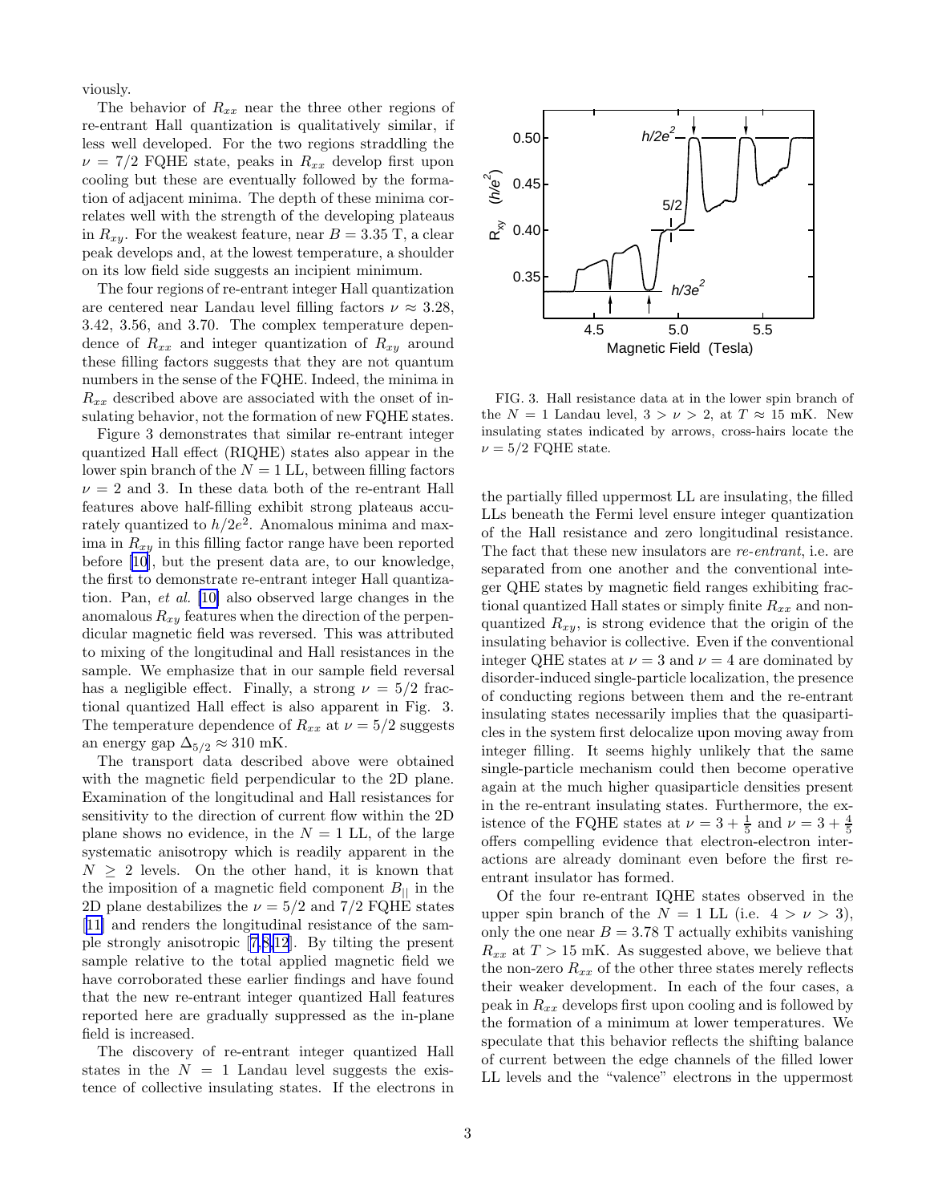viously.

The behavior of $R_{xx}$ near the three other regions of re-entrant Hall quantization is qualitatively similar, if less well developed. For the two regions straddling the $\nu = 7/2$ FQHE state, peaks in $R_{xx}$ develop first upon cooling but these are eventually followed by the formation of adjacent minima. The depth of these minima correlates well with the strength of the developing plateaus in $R_{xy}$. For the weakest feature, near $B = 3.35$ T, a clear peak develops and, at the lowest temperature, a shoulder on its low field side suggests an incipient minimum.

The four regions of re-entrant integer Hall quantization are centered near Landau level filling factors $\nu \approx 3.28$, 3.42, 3.56, and 3.70. The complex temperature dependence of $R_{xx}$ and integer quantization of $R_{xy}$ around these filling factors suggests that they are not quantum numbers in the sense of the FQHE. Indeed, the minima in $R_{xx}$ described above are associated with the onset of insulating behavior, not the formation of new FQHE states.

Figure 3 demonstrates that similar re-entrant integer quantized Hall effect (RIQHE) states also appear in the lower spin branch of the $N = 1$ LL, between filling factors $\nu = 2$ and 3. In these data both of the re-entrant Hall features above half-filling exhibit strong plateaus accurately quantized to $h/2e^2$. Anomalous minima and maxima in $R_{xy}$ in this filling factor range have been reported before [10], but the present data are, to our knowledge, the first to demonstrate re-entrant integer Hall quantization. Pan, *et al.* [10] also observed large changes in the anomalous $R_{xy}$ features when the direction of the perpendicular magnetic field was reversed. This was attributed to mixing of the longitudinal and Hall resistances in the sample. We emphasize that in our sample field reversal has a negligible effect. Finally, a strong $\nu = 5/2$ fractional quantized Hall effect is also apparent in Fig. 3. The temperature dependence of $R_{xx}$ at $\nu = 5/2$ suggests an energy gap $\Delta_{5/2} \approx 310$ mK.

The transport data described above were obtained with the magnetic field perpendicular to the 2D plane. Examination of the longitudinal and Hall resistances for sensitivity to the direction of current flow within the 2D plane shows no evidence, in the $N = 1$ LL, of the large systematic anisotropy which is readily apparent in the $N \geq 2$ levels. On the other hand, it is known that the imposition of a magnetic field component $B_{||}$ in the 2D plane destabilizes the $\nu = 5/2$ and 7/2 FQHE states [11] and renders the longitudinal resistance of the sample strongly anisotropic [7,8,12]. By tilting the present sample relative to the total applied magnetic field we have corroborated these earlier findings and have found that the new re-entrant integer quantized Hall features reported here are gradually suppressed as the in-plane field is increased.

The discovery of re-entrant integer quantized Hall states in the $N = 1$ Landau level suggests the existence of collective insulating states. If the electrons in the partially filled uppermost LL are insulating, the filled LLs beneath the Fermi level ensure integer quantization of the Hall resistance and zero longitudinal resistance. The fact that these new insulators are *re-entrant*, i.e. are separated from one another and the conventional integer QHE states by magnetic field ranges exhibiting fractional quantized Hall states or simply finite $R_{xx}$ and non-quantized $R_{xy}$, is strong evidence that the origin of the insulating behavior is collective. Even if the conventional integer QHE states at $\nu = 3$ and $\nu = 4$ are dominated by disorder-induced single-particle localization, the presence of conducting regions between them and the re-entrant insulating states necessarily implies that the quasiparticles in the system first delocalize upon moving away from integer filling. It seems highly unlikely that the same single-particle mechanism could then become operative again at the much higher quasiparticle densities present in the re-entrant insulating states. Furthermore, the existence of the FQHE states at $\nu = 3 + \frac{1}{5}$ and $\nu = 3 + \frac{4}{5}$ offers compelling evidence that electron-electron interactions are already dominant even before the first re-entrant insulator has formed.

FIG. 3. Hall resistance data at in the lower spin branch of the $N = 1$ Landau level, $3 > \nu > 2$, at $T \approx 15$ mK. New insulating states indicated by arrows, cross-hairs locate the $\nu = 5/2$ FQHE state.

Of the four re-entrant IQHE states observed in the upper spin branch of the $N = 1$ LL (i.e. $4 > \nu > 3$), only the one near $B = 3.78$ T actually exhibits vanishing $R_{xx}$ at $T > 15$ mK. As suggested above, we believe that the non-zero $R_{xx}$ of the other three states merely reflects their weaker development. In each of the four cases, a peak in $R_{xx}$ develops first upon cooling and is followed by the formation of a minimum at lower temperatures. We speculate that this behavior reflects the shifting balance of current between the edge channels of the filled lower LL levels and the "valence" electrons in the uppermost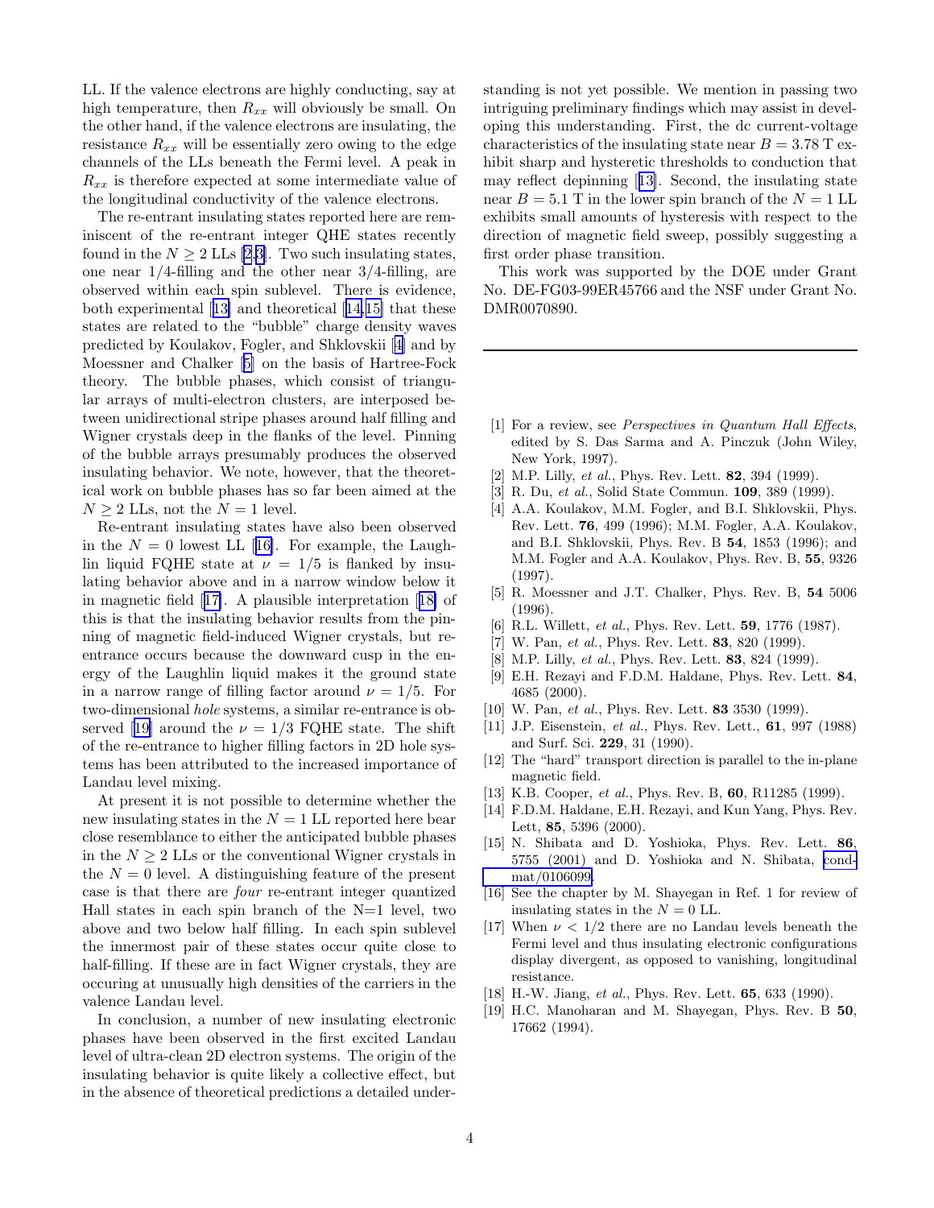LL. If the valence electrons are highly conducting, say at high temperature, then $R_{xx}$ will obviously be small. On the other hand, if the valence electrons are insulating, the resistance $R_{xx}$ will be essentially zero owing to the edge channels of the LLs beneath the Fermi level. A peak in $R_{xx}$ is therefore expected at some intermediate value of the longitudinal conductivity of the valence electrons.

The re-entrant insulating states reported here are reminiscent of the re-entrant integer QHE states recently found in the $N \geq 2$ LLs [2,3]. Two such insulating states, one near 1/4-filling and the other near 3/4-filling, are observed within each spin sublevel. There is evidence, both experimental [13] and theoretical [14,15] that these states are related to the "bubble" charge density waves predicted by Koulakov, Fogler, and Shklovskii [4] and by Moessner and Chalker [5] on the basis of Hartree-Fock theory. The bubble phases, which consist of triangular arrays of multi-electron clusters, are interposed between unidirectional stripe phases around half filling and Wigner crystals deep in the flanks of the level. Pinning of the bubble arrays presumably produces the observed insulating behavior. We note, however, that the theoretical work on bubble phases has so far been aimed at the $N \geq 2$ LLs, not the $N = 1$ level.

Re-entrant insulating states have also been observed in the $N = 0$ lowest LL [16]. For example, the Laughlin liquid FQHE state at $\nu = 1/5$ is flanked by insulating behavior above and in a narrow window below it in magnetic field [17]. A plausible interpretation [18] of this is that the insulating behavior results from the pinning of magnetic field-induced Wigner crystals, but re-entrance occurs because the downward cusp in the energy of the Laughlin liquid makes it the ground state in a narrow range of filling factor around $\nu = 1/5$. For two-dimensional *hole* systems, a similar re-entrance is observed [19] around the $\nu = 1/3$ FQHE state. The shift of the re-entrance to higher filling factors in 2D hole systems has been attributed to the increased importance of Landau level mixing.

At present it is not possible to determine whether the new insulating states in the $N = 1$ LL reported here bear close resemblance to either the anticipated bubble phases in the $N \geq 2$ LLs or the conventional Wigner crystals in the $N = 0$ level. A distinguishing feature of the present case is that there are *four* re-entrant integer quantized Hall states in each spin branch of the N=1 level, two above and two below half filling. In each spin sublevel the innermost pair of these states occur quite close to half-filling. If these are in fact Wigner crystals, they are occuring at unusually high densities of the carriers in the valence Landau level.

In conclusion, a number of new insulating electronic phases have been observed in the first excited Landau level of ultra-clean 2D electron systems. The origin of the insulating behavior is quite likely a collective effect, but in the absence of theoretical predictions a detailed understanding is not yet possible. We mention in passing two intriguing preliminary findings which may assist in developing this understanding. First, the dc current-voltage characteristics of the insulating state near $B = 3.78$ T exhibit sharp and hysteretic thresholds to conduction that may reflect depinning [13]. Second, the insulating state near $B = 5.1$ T in the lower spin branch of the $N = 1$ LL exhibits small amounts of hysteresis with respect to the direction of magnetic field sweep, possibly suggesting a first order phase transition.

This work was supported by the DOE under Grant No. DE-FG03-99ER45766 and the NSF under Grant No. DMR0070890.

---

[1] For a review, see *Perspectives in Quantum Hall Effects*, edited by S. Das Sarma and A. Pinczuk (John Wiley, New York, 1997).

[2] M.P. Lilly, *et al.*, Phys. Rev. Lett. **82**, 394 (1999).

[3] R. Du, *et al.*, Solid State Commun. **109**, 389 (1999).

[4] A.A. Koulakov, M.M. Fogler, and B.I. Shklovskii, Phys. Rev. Lett. **76**, 499 (1996); M.M. Fogler, A.A. Koulakov, and B.I. Shklovskii, Phys. Rev. B **54**, 1853 (1996); and M.M. Fogler and A.A. Koulakov, Phys. Rev. B, **55**, 9326 (1997).

[5] R. Moessner and J.T. Chalker, Phys. Rev. B, **54** 5006 (1996).

[6] R.L. Willett, *et al.*, Phys. Rev. Lett. **59**, 1776 (1987).

[7] W. Pan, *et al.*, Phys. Rev. Lett. **83**, 820 (1999).

[8] M.P. Lilly, *et al.*, Phys. Rev. Lett. **83**, 824 (1999).

[9] E.H. Rezayi and F.D.M. Haldane, Phys. Rev. Lett. **84**, 4685 (2000).

[10] W. Pan, *et al.*, Phys. Rev. Lett. **83** 3530 (1999).

[11] J.P. Eisenstein, *et al.*, Phys. Rev. Lett., **61**, 997 (1988) and Surf. Sci. **229**, 31 (1990).

[12] The "hard" transport direction is parallel to the in-plane magnetic field.

[13] K.B. Cooper, *et al.*, Phys. Rev. B, **60**, R11285 (1999).

[14] F.D.M. Haldane, E.H. Rezayi, and Kun Yang, Phys. Rev. Lett, **85**, 5396 (2000).

[15] N. Shibata and D. Yoshioka, Phys. Rev. Lett. **86**, 5755 (2001) and D. Yoshioka and N. Shibata, cond-mat/0106099.

[16] See the chapter by M. Shayegan in Ref. 1 for review of insulating states in the $N = 0$ LL.

[17] When $\nu < 1/2$ there are no Landau levels beneath the Fermi level and thus insulating electronic configurations display divergent, as opposed to vanishing, longitudinal resistance.

[18] H.-W. Jiang, *et al.*, Phys. Rev. Lett. **65**, 633 (1990).

[19] H.C. Manoharan and M. Shayegan, Phys. Rev. B **50**, 17662 (1994).